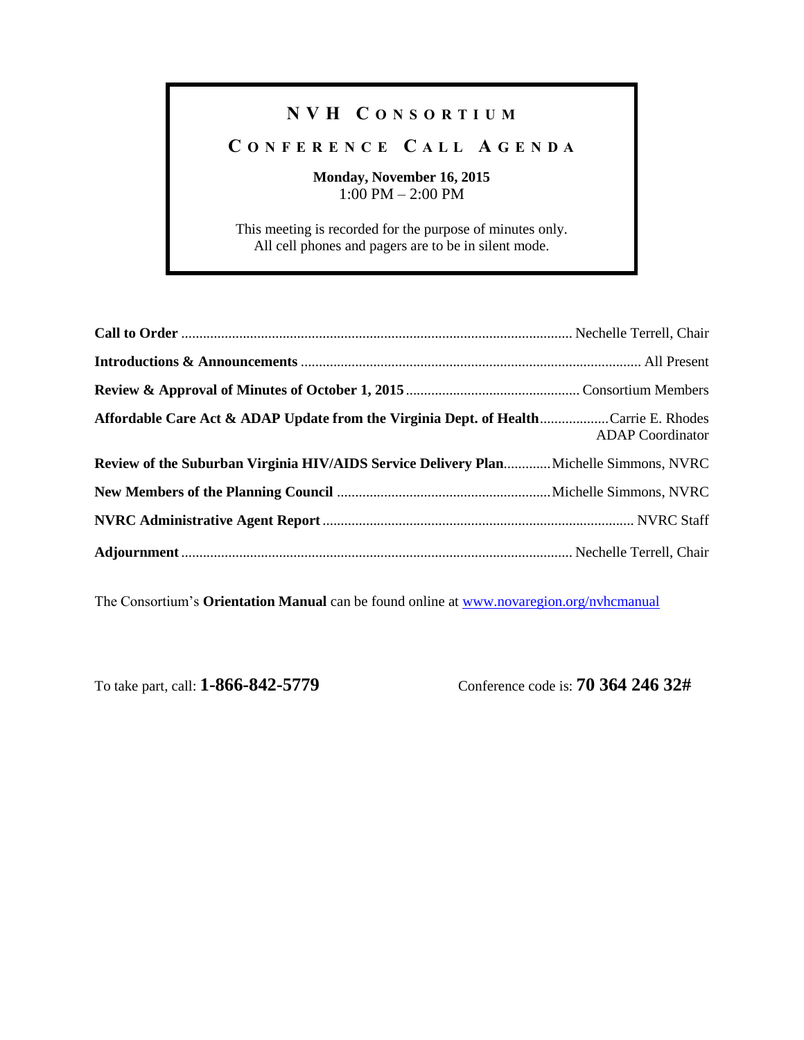# NVH Consortium

## Conference Call Agenda

**Monday, November 16, 2015**
1:00 PM – 2:00 PM

This meeting is recorded for the purpose of minutes only.
All cell phones and pagers are to be in silent mode.

**Call to Order** ........................................ Nechelle Terrell, Chair

**Introductions & Announcements** ........................................ All Present

**Review & Approval of Minutes of October 1, 2015** ........................................ Consortium Members

**Affordable Care Act & ADAP Update from the Virginia Dept. of Health** ........................................ Carrie E. Rhodes, ADAP Coordinator

**Review of the Suburban Virginia HIV/AIDS Service Delivery Plan** ........................................ Michelle Simmons, NVRC

**New Members of the Planning Council** ........................................ Michelle Simmons, NVRC

**NVRC Administrative Agent Report** ........................................ NVRC Staff

**Adjournment** ........................................ Nechelle Terrell, Chair

The Consortium's **Orientation Manual** can be found online at www.novaregion.org/nvhcmanual

To take part, call: **1-866-842-5779**

Conference code is: **70 364 246 32#**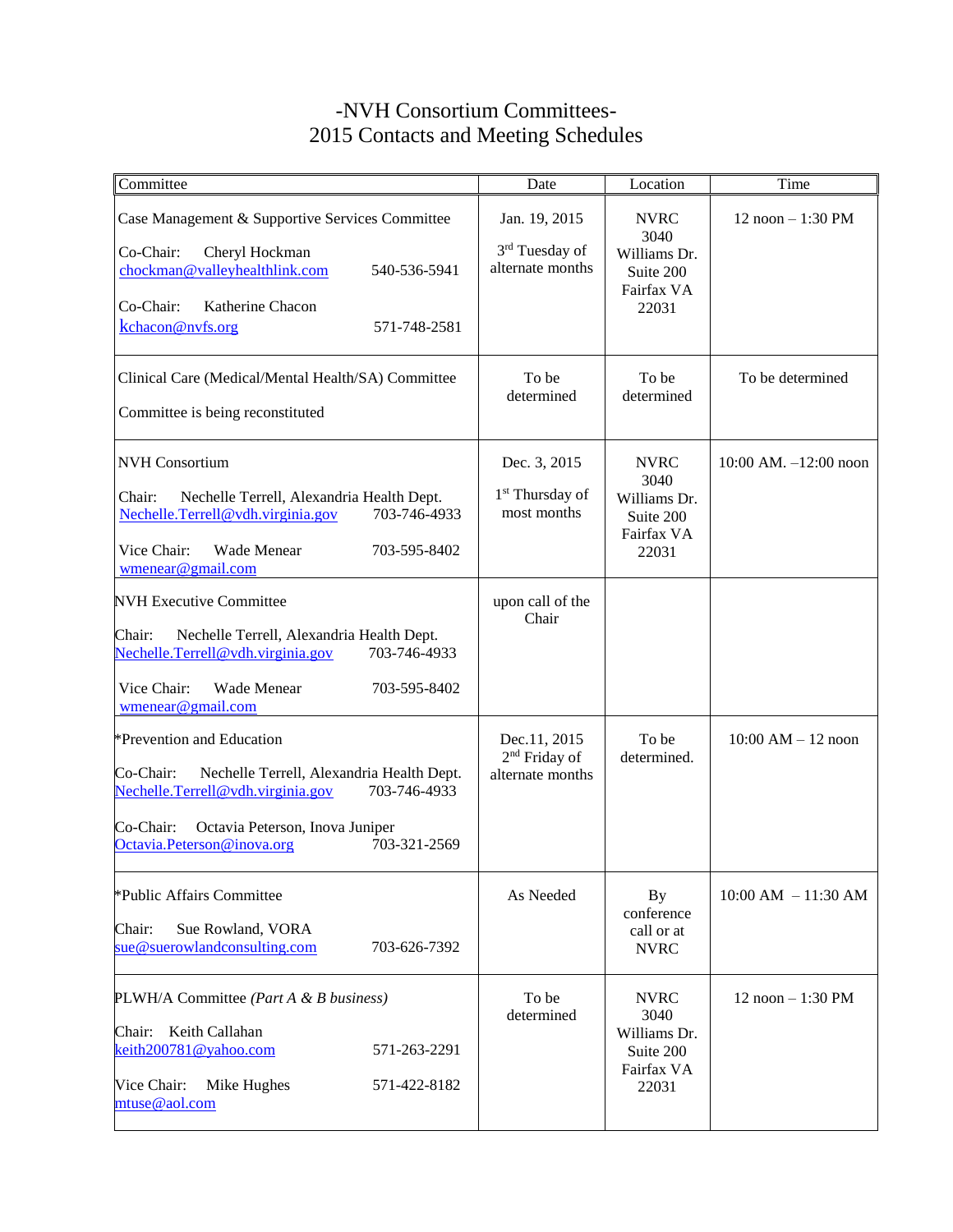# -NVH Consortium Committees-
# 2015 Contacts and Meeting Schedules

| Committee | Date | Location | Time |
|---|---|---|---|
| Case Management & Supportive Services Committee<br><br>Co-Chair: Cheryl Hockman<br>chockman@valleyhealthlink.com 540-536-5941<br><br>Co-Chair: Katherine Chacon<br>kchacon@nvfs.org 571-748-2581 | Jan. 19, 2015<br><br>3rd Tuesday of alternate months | NVRC<br>3040 Williams Dr.<br>Suite 200<br>Fairfax VA 22031 | 12 noon – 1:30 PM |
| Clinical Care (Medical/Mental Health/SA) Committee<br><br>Committee is being reconstituted | To be determined | To be determined | To be determined |
| NVH Consortium<br><br>Chair: Nechelle Terrell, Alexandria Health Dept.<br>Nechelle.Terrell@vdh.virginia.gov 703-746-4933<br><br>Vice Chair: Wade Menear 703-595-8402<br>wmenear@gmail.com | Dec. 3, 2015<br><br>1st Thursday of most months | NVRC<br>3040 Williams Dr.<br>Suite 200<br>Fairfax VA 22031 | 10:00 AM. –12:00 noon |
| NVH Executive Committee<br><br>Chair: Nechelle Terrell, Alexandria Health Dept.<br>Nechelle.Terrell@vdh.virginia.gov 703-746-4933<br><br>Vice Chair: Wade Menear 703-595-8402<br>wmenear@gmail.com | upon call of the Chair | | |
| *Prevention and Education<br><br>Co-Chair: Nechelle Terrell, Alexandria Health Dept.<br>Nechelle.Terrell@vdh.virginia.gov 703-746-4933<br><br>Co-Chair: Octavia Peterson, Inova Juniper<br>Octavia.Peterson@inova.org 703-321-2569 | Dec.11, 2015<br>2nd Friday of alternate months | To be determined. | 10:00 AM – 12 noon |
| *Public Affairs Committee<br><br>Chair: Sue Rowland, VORA<br>sue@suerowlandconsulting.com 703-626-7392 | As Needed | By conference call or at NVRC | 10:00 AM – 11:30 AM |
| PLWH/A Committee *(Part A & B business)*<br><br>Chair: Keith Callahan<br>keith200781@yahoo.com 571-263-2291<br><br>Vice Chair: Mike Hughes 571-422-8182<br>mtuse@aol.com | To be determined | NVRC<br>3040 Williams Dr.<br>Suite 200<br>Fairfax VA 22031 | 12 noon – 1:30 PM |